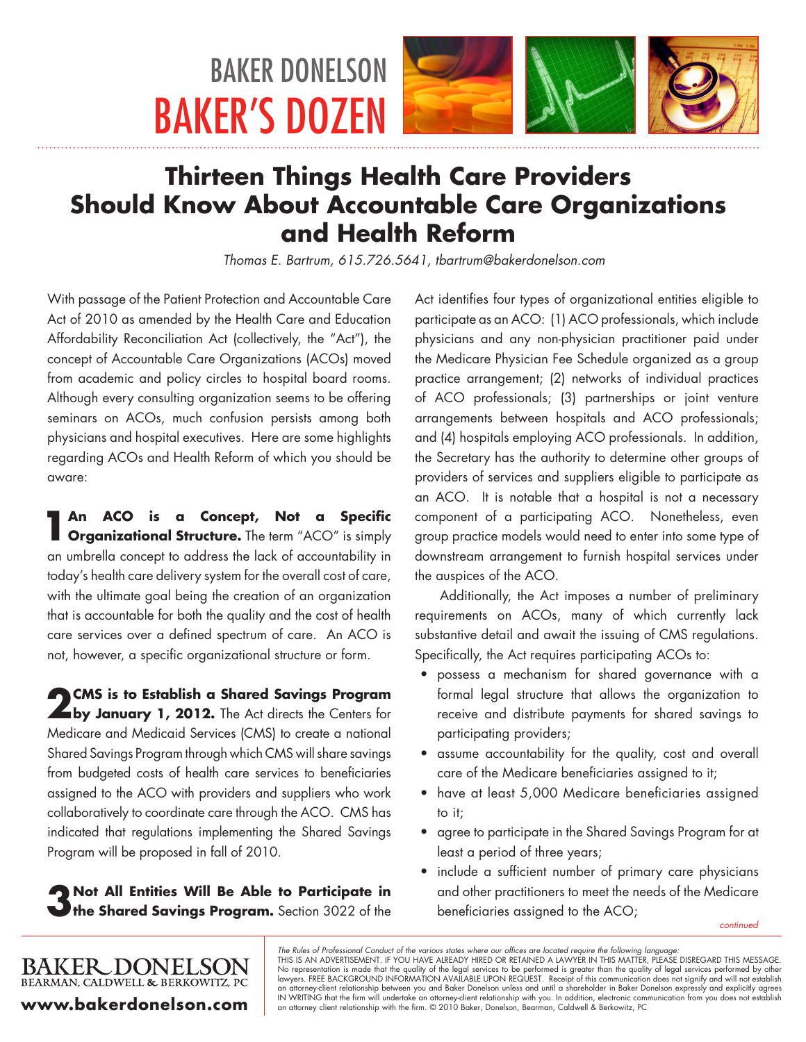# BAKER DONELSON

# BAKER'S DOZEN

## Thirteen Things Health Care Providers Should Know About Accountable Care Organizations and Health Reform

*Thomas E. Bartrum, 615.726.5641, tbartrum@bakerdonelson.com*

With passage of the Patient Protection and Accountable Care Act of 2010 as amended by the Health Care and Education Affordability Reconciliation Act (collectively, the "Act"), the concept of Accountable Care Organizations (ACOs) moved from academic and policy circles to hospital board rooms. Although every consulting organization seems to be offering seminars on ACOs, much confusion persists among both physicians and hospital executives. Here are some highlights regarding ACOs and Health Reform of which you should be aware:

**1 An ACO is a Concept, Not a Specific Organizational Structure.** The term "ACO" is simply an umbrella concept to address the lack of accountability in today's health care delivery system for the overall cost of care, with the ultimate goal being the creation of an organization that is accountable for both the quality and the cost of health care services over a defined spectrum of care. An ACO is not, however, a specific organizational structure or form.

**2 CMS is to Establish a Shared Savings Program by January 1, 2012.** The Act directs the Centers for Medicare and Medicaid Services (CMS) to create a national Shared Savings Program through which CMS will share savings from budgeted costs of health care services to beneficiaries assigned to the ACO with providers and suppliers who work collaboratively to coordinate care through the ACO. CMS has indicated that regulations implementing the Shared Savings Program will be proposed in fall of 2010.

**3 Not All Entities Will Be Able to Participate in the Shared Savings Program.** Section 3022 of the Act identifies four types of organizational entities eligible to participate as an ACO: (1) ACO professionals, which include physicians and any non-physician practitioner paid under the Medicare Physician Fee Schedule organized as a group practice arrangement; (2) networks of individual practices of ACO professionals; (3) partnerships or joint venture arrangements between hospitals and ACO professionals; and (4) hospitals employing ACO professionals. In addition, the Secretary has the authority to determine other groups of providers of services and suppliers eligible to participate as an ACO. It is notable that a hospital is not a necessary component of a participating ACO. Nonetheless, even group practice models would need to enter into some type of downstream arrangement to furnish hospital services under the auspices of the ACO.

Additionally, the Act imposes a number of preliminary requirements on ACOs, many of which currently lack substantive detail and await the issuing of CMS regulations. Specifically, the Act requires participating ACOs to:

- possess a mechanism for shared governance with a formal legal structure that allows the organization to receive and distribute payments for shared savings to participating providers;
- assume accountability for the quality, cost and overall care of the Medicare beneficiaries assigned to it;
- have at least 5,000 Medicare beneficiaries assigned to it;
- agree to participate in the Shared Savings Program for at least a period of three years;
- include a sufficient number of primary care physicians and other practitioners to meet the needs of the Medicare beneficiaries assigned to the ACO;

*continued*

BAKER DONELSON
BEARMAN, CALDWELL & BERKOWITZ, PC

**www.bakerdonelson.com**

*The Rules of Professional Conduct of the various states where our offices are located require the following language:*
THIS IS AN ADVERTISEMENT. IF YOU HAVE ALREADY HIRED OR RETAINED A LAWYER IN THIS MATTER, PLEASE DISREGARD THIS MESSAGE. No representation is made that the quality of the legal services to be performed is greater than the quality of legal services performed by other lawyers. FREE BACKGROUND INFORMATION AVAILABLE UPON REQUEST. Receipt of this communication does not signify and will not establish an attorney-client relationship between you and Baker Donelson unless and until a shareholder in Baker Donelson expressly and explicitly agrees IN WRITING that the firm will undertake an attorney-client relationship with you. In addition, electronic communication from you does not establish an attorney client relationship with the firm. © 2010 Baker, Donelson, Bearman, Caldwell & Berkowitz, PC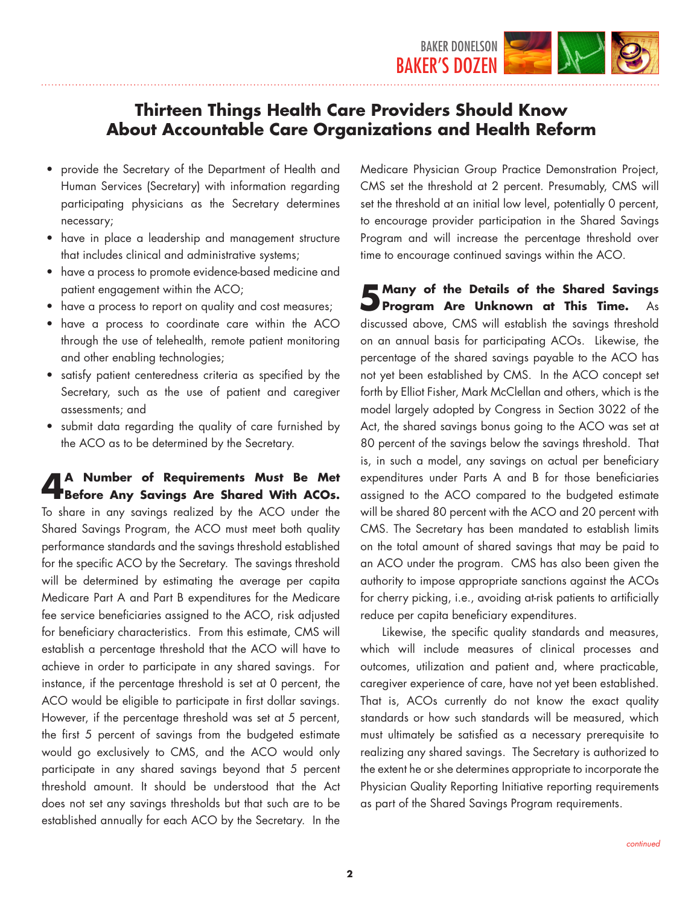- provide the Secretary of the Department of Health and Human Services (Secretary) with information regarding participating physicians as the Secretary determines necessary;
- have in place a leadership and management structure that includes clinical and administrative systems;
- have a process to promote evidence-based medicine and patient engagement within the ACO;
- have a process to report on quality and cost measures;
- have a process to coordinate care within the ACO through the use of telehealth, remote patient monitoring and other enabling technologies;
- satisfy patient centeredness criteria as specified by the Secretary, such as the use of patient and caregiver assessments; and
- submit data regarding the quality of care furnished by the ACO as to be determined by the Secretary.

## 4 A Number of Requirements Must Be Met Before Any Savings Are Shared With ACOs.

To share in any savings realized by the ACO under the Shared Savings Program, the ACO must meet both quality performance standards and the savings threshold established for the specific ACO by the Secretary. The savings threshold will be determined by estimating the average per capita Medicare Part A and Part B expenditures for the Medicare fee service beneficiaries assigned to the ACO, risk adjusted for beneficiary characteristics. From this estimate, CMS will establish a percentage threshold that the ACO will have to achieve in order to participate in any shared savings. For instance, if the percentage threshold is set at 0 percent, the ACO would be eligible to participate in first dollar savings. However, if the percentage threshold was set at 5 percent, the first 5 percent of savings from the budgeted estimate would go exclusively to CMS, and the ACO would only participate in any shared savings beyond that 5 percent threshold amount. It should be understood that the Act does not set any savings thresholds but that such are to be established annually for each ACO by the Secretary. In the Medicare Physician Group Practice Demonstration Project, CMS set the threshold at 2 percent. Presumably, CMS will set the threshold at an initial low level, potentially 0 percent, to encourage provider participation in the Shared Savings Program and will increase the percentage threshold over time to encourage continued savings within the ACO.

## 5 Many of the Details of the Shared Savings Program Are Unknown at This Time.

As discussed above, CMS will establish the savings threshold on an annual basis for participating ACOs. Likewise, the percentage of the shared savings payable to the ACO has not yet been established by CMS. In the ACO concept set forth by Elliot Fisher, Mark McClellan and others, which is the model largely adopted by Congress in Section 3022 of the Act, the shared savings bonus going to the ACO was set at 80 percent of the savings below the savings threshold. That is, in such a model, any savings on actual per beneficiary expenditures under Parts A and B for those beneficiaries assigned to the ACO compared to the budgeted estimate will be shared 80 percent with the ACO and 20 percent with CMS. The Secretary has been mandated to establish limits on the total amount of shared savings that may be paid to an ACO under the program. CMS has also been given the authority to impose appropriate sanctions against the ACOs for cherry picking, i.e., avoiding at-risk patients to artificially reduce per capita beneficiary expenditures.

Likewise, the specific quality standards and measures, which will include measures of clinical processes and outcomes, utilization and patient and, where practicable, caregiver experience of care, have not yet been established. That is, ACOs currently do not know the exact quality standards or how such standards will be measured, which must ultimately be satisfied as a necessary prerequisite to realizing any shared savings. The Secretary is authorized to the extent he or she determines appropriate to incorporate the Physician Quality Reporting Initiative reporting requirements as part of the Shared Savings Program requirements.

*continued*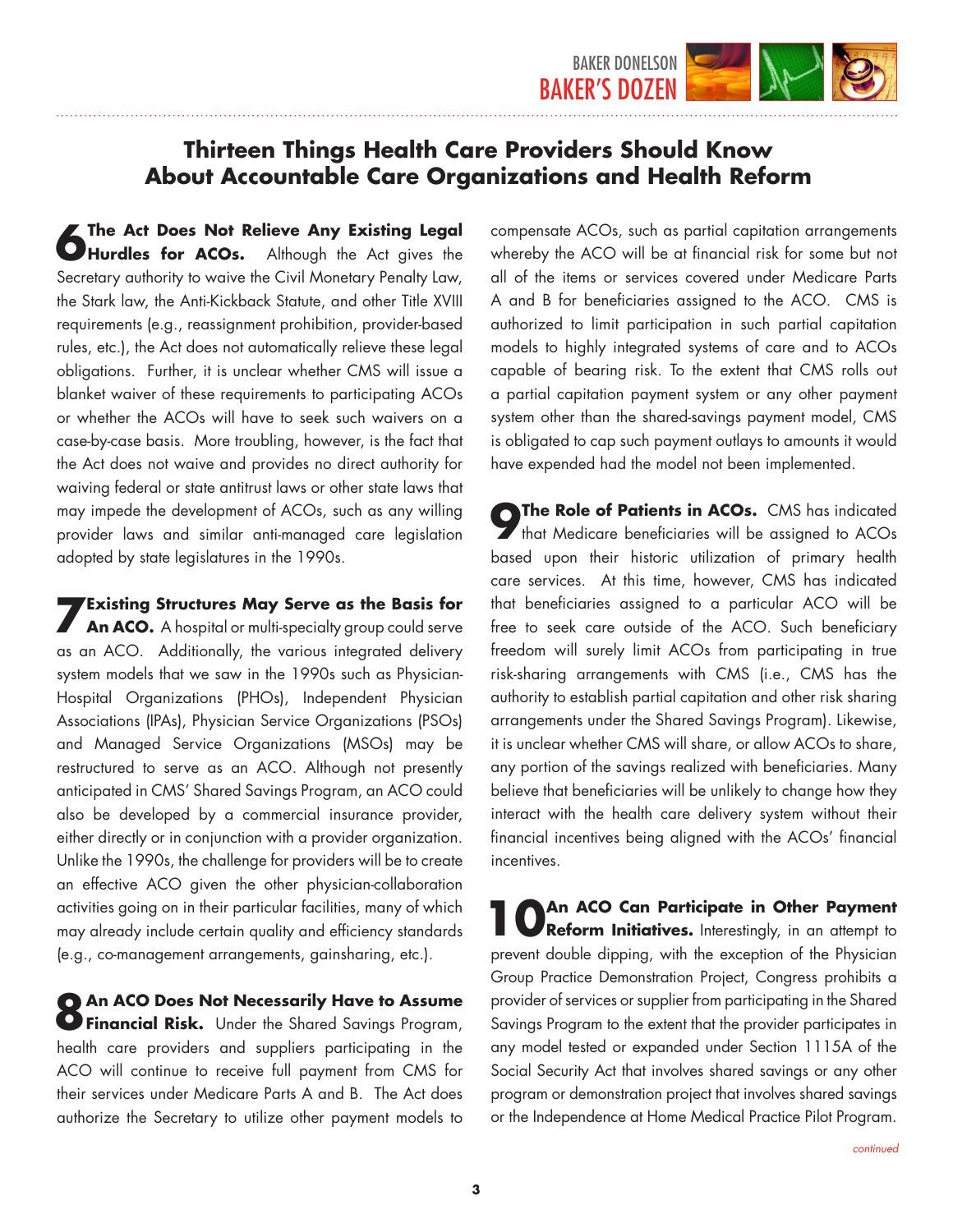## Thirteen Things Health Care Providers Should Know About Accountable Care Organizations and Health Reform

**6 The Act Does Not Relieve Any Existing Legal Hurdles for ACOs.** Although the Act gives the Secretary authority to waive the Civil Monetary Penalty Law, the Stark law, the Anti-Kickback Statute, and other Title XVIII requirements (e.g., reassignment prohibition, provider-based rules, etc.), the Act does not automatically relieve these legal obligations. Further, it is unclear whether CMS will issue a blanket waiver of these requirements to participating ACOs or whether the ACOs will have to seek such waivers on a case-by-case basis. More troubling, however, is the fact that the Act does not waive and provides no direct authority for waiving federal or state antitrust laws or other state laws that may impede the development of ACOs, such as any willing provider laws and similar anti-managed care legislation adopted by state legislatures in the 1990s.

**7 Existing Structures May Serve as the Basis for An ACO.** A hospital or multi-specialty group could serve as an ACO. Additionally, the various integrated delivery system models that we saw in the 1990s such as Physician-Hospital Organizations (PHOs), Independent Physician Associations (IPAs), Physician Service Organizations (PSOs) and Managed Service Organizations (MSOs) may be restructured to serve as an ACO. Although not presently anticipated in CMS' Shared Savings Program, an ACO could also be developed by a commercial insurance provider, either directly or in conjunction with a provider organization. Unlike the 1990s, the challenge for providers will be to create an effective ACO given the other physician-collaboration activities going on in their particular facilities, many of which may already include certain quality and efficiency standards (e.g., co-management arrangements, gainsharing, etc.).

**8 An ACO Does Not Necessarily Have to Assume Financial Risk.** Under the Shared Savings Program, health care providers and suppliers participating in the ACO will continue to receive full payment from CMS for their services under Medicare Parts A and B. The Act does authorize the Secretary to utilize other payment models to compensate ACOs, such as partial capitation arrangements whereby the ACO will be at financial risk for some but not all of the items or services covered under Medicare Parts A and B for beneficiaries assigned to the ACO. CMS is authorized to limit participation in such partial capitation models to highly integrated systems of care and to ACOs capable of bearing risk. To the extent that CMS rolls out a partial capitation payment system or any other payment system other than the shared-savings payment model, CMS is obligated to cap such payment outlays to amounts it would have expended had the model not been implemented.

**9 The Role of Patients in ACOs.** CMS has indicated that Medicare beneficiaries will be assigned to ACOs based upon their historic utilization of primary health care services. At this time, however, CMS has indicated that beneficiaries assigned to a particular ACO will be free to seek care outside of the ACO. Such beneficiary freedom will surely limit ACOs from participating in true risk-sharing arrangements with CMS (i.e., CMS has the authority to establish partial capitation and other risk sharing arrangements under the Shared Savings Program). Likewise, it is unclear whether CMS will share, or allow ACOs to share, any portion of the savings realized with beneficiaries. Many believe that beneficiaries will be unlikely to change how they interact with the health care delivery system without their financial incentives being aligned with the ACOs' financial incentives.

**10 An ACO Can Participate in Other Payment Reform Initiatives.** Interestingly, in an attempt to prevent double dipping, with the exception of the Physician Group Practice Demonstration Project, Congress prohibits a provider of services or supplier from participating in the Shared Savings Program to the extent that the provider participates in any model tested or expanded under Section 1115A of the Social Security Act that involves shared savings or any other program or demonstration project that involves shared savings or the Independence at Home Medical Practice Pilot Program.

*continued*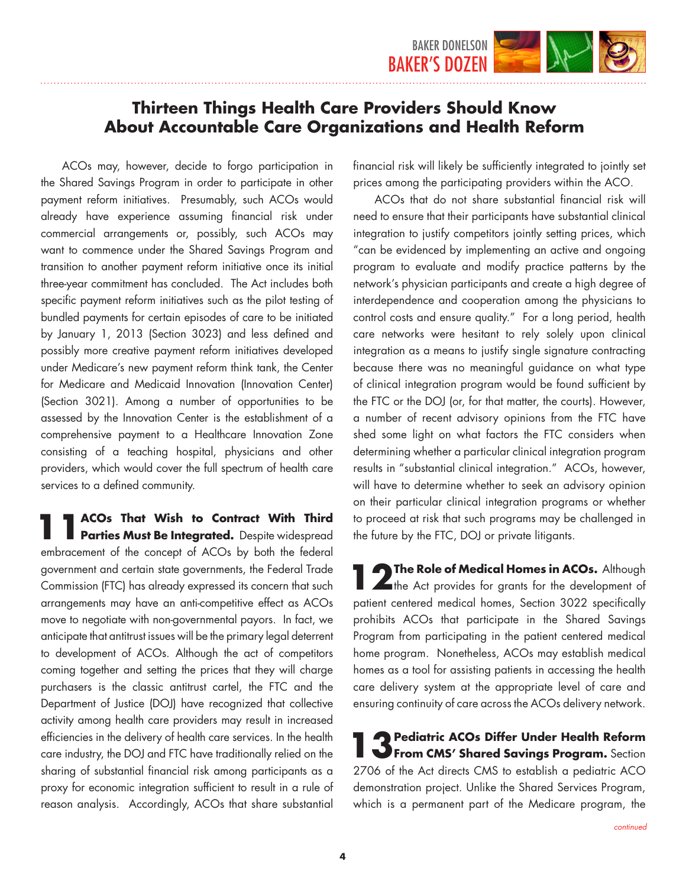# Thirteen Things Health Care Providers Should Know About Accountable Care Organizations and Health Reform

ACOs may, however, decide to forgo participation in the Shared Savings Program in order to participate in other payment reform initiatives. Presumably, such ACOs would already have experience assuming financial risk under commercial arrangements or, possibly, such ACOs may want to commence under the Shared Savings Program and transition to another payment reform initiative once its initial three-year commitment has concluded. The Act includes both specific payment reform initiatives such as the pilot testing of bundled payments for certain episodes of care to be initiated by January 1, 2013 (Section 3023) and less defined and possibly more creative payment reform initiatives developed under Medicare's new payment reform think tank, the Center for Medicare and Medicaid Innovation (Innovation Center) (Section 3021). Among a number of opportunities to be assessed by the Innovation Center is the establishment of a comprehensive payment to a Healthcare Innovation Zone consisting of a teaching hospital, physicians and other providers, which would cover the full spectrum of health care services to a defined community.

**11 ACOs That Wish to Contract With Third Parties Must Be Integrated.** Despite widespread embracement of the concept of ACOs by both the federal government and certain state governments, the Federal Trade Commission (FTC) has already expressed its concern that such arrangements may have an anti-competitive effect as ACOs move to negotiate with non-governmental payors. In fact, we anticipate that antitrust issues will be the primary legal deterrent to development of ACOs. Although the act of competitors coming together and setting the prices that they will charge purchasers is the classic antitrust cartel, the FTC and the Department of Justice (DOJ) have recognized that collective activity among health care providers may result in increased efficiencies in the delivery of health care services. In the health care industry, the DOJ and FTC have traditionally relied on the sharing of substantial financial risk among participants as a proxy for economic integration sufficient to result in a rule of reason analysis. Accordingly, ACOs that share substantial financial risk will likely be sufficiently integrated to jointly set prices among the participating providers within the ACO.

ACOs that do not share substantial financial risk will need to ensure that their participants have substantial clinical integration to justify competitors jointly setting prices, which "can be evidenced by implementing an active and ongoing program to evaluate and modify practice patterns by the network's physician participants and create a high degree of interdependence and cooperation among the physicians to control costs and ensure quality." For a long period, health care networks were hesitant to rely solely upon clinical integration as a means to justify single signature contracting because there was no meaningful guidance on what type of clinical integration program would be found sufficient by the FTC or the DOJ (or, for that matter, the courts). However, a number of recent advisory opinions from the FTC have shed some light on what factors the FTC considers when determining whether a particular clinical integration program results in "substantial clinical integration." ACOs, however, will have to determine whether to seek an advisory opinion on their particular clinical integration programs or whether to proceed at risk that such programs may be challenged in the future by the FTC, DOJ or private litigants.

**12 The Role of Medical Homes in ACOs.** Although the Act provides for grants for the development of patient centered medical homes, Section 3022 specifically prohibits ACOs that participate in the Shared Savings Program from participating in the patient centered medical home program. Nonetheless, ACOs may establish medical homes as a tool for assisting patients in accessing the health care delivery system at the appropriate level of care and ensuring continuity of care across the ACOs delivery network.

**13 Pediatric ACOs Differ Under Health Reform From CMS' Shared Savings Program.** Section 2706 of the Act directs CMS to establish a pediatric ACO demonstration project. Unlike the Shared Services Program, which is a permanent part of the Medicare program, the

*continued*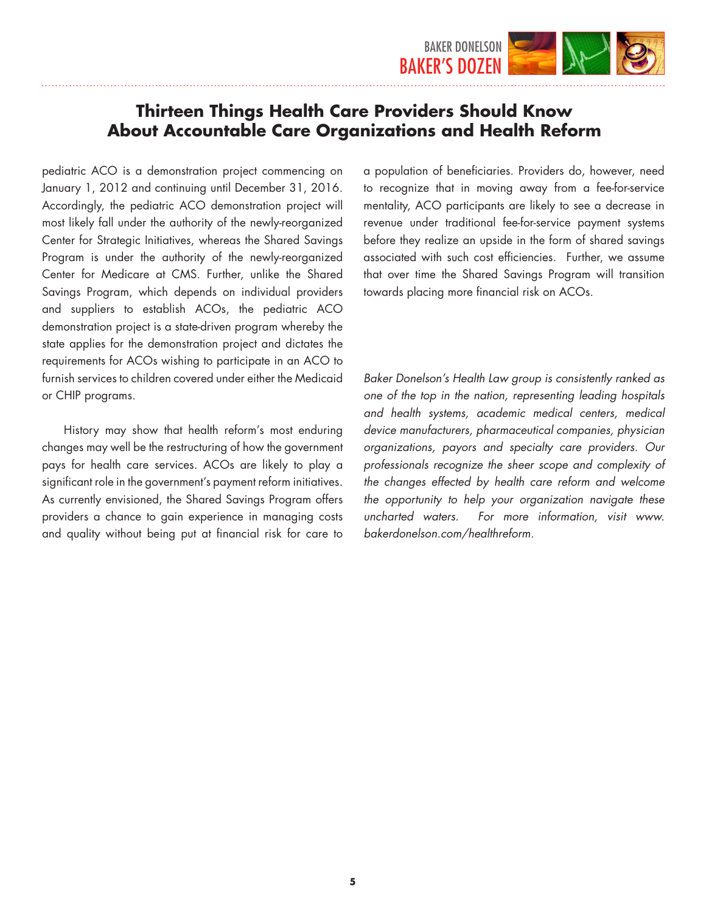## Thirteen Things Health Care Providers Should Know About Accountable Care Organizations and Health Reform

pediatric ACO is a demonstration project commencing on January 1, 2012 and continuing until December 31, 2016. Accordingly, the pediatric ACO demonstration project will most likely fall under the authority of the newly-reorganized Center for Strategic Initiatives, whereas the Shared Savings Program is under the authority of the newly-reorganized Center for Medicare at CMS. Further, unlike the Shared Savings Program, which depends on individual providers and suppliers to establish ACOs, the pediatric ACO demonstration project is a state-driven program whereby the state applies for the demonstration project and dictates the requirements for ACOs wishing to participate in an ACO to furnish services to children covered under either the Medicaid or CHIP programs.

History may show that health reform's most enduring changes may well be the restructuring of how the government pays for health care services. ACOs are likely to play a significant role in the government's payment reform initiatives. As currently envisioned, the Shared Savings Program offers providers a chance to gain experience in managing costs and quality without being put at financial risk for care to a population of beneficiaries. Providers do, however, need to recognize that in moving away from a fee-for-service mentality, ACO participants are likely to see a decrease in revenue under traditional fee-for-service payment systems before they realize an upside in the form of shared savings associated with such cost efficiencies. Further, we assume that over time the Shared Savings Program will transition towards placing more financial risk on ACOs.

*Baker Donelson's Health Law group is consistently ranked as one of the top in the nation, representing leading hospitals and health systems, academic medical centers, medical device manufacturers, pharmaceutical companies, physician organizations, payors and specialty care providers. Our professionals recognize the sheer scope and complexity of the changes effected by health care reform and welcome the opportunity to help your organization navigate these uncharted waters. For more information, visit www.bakerdonelson.com/healthreform.*